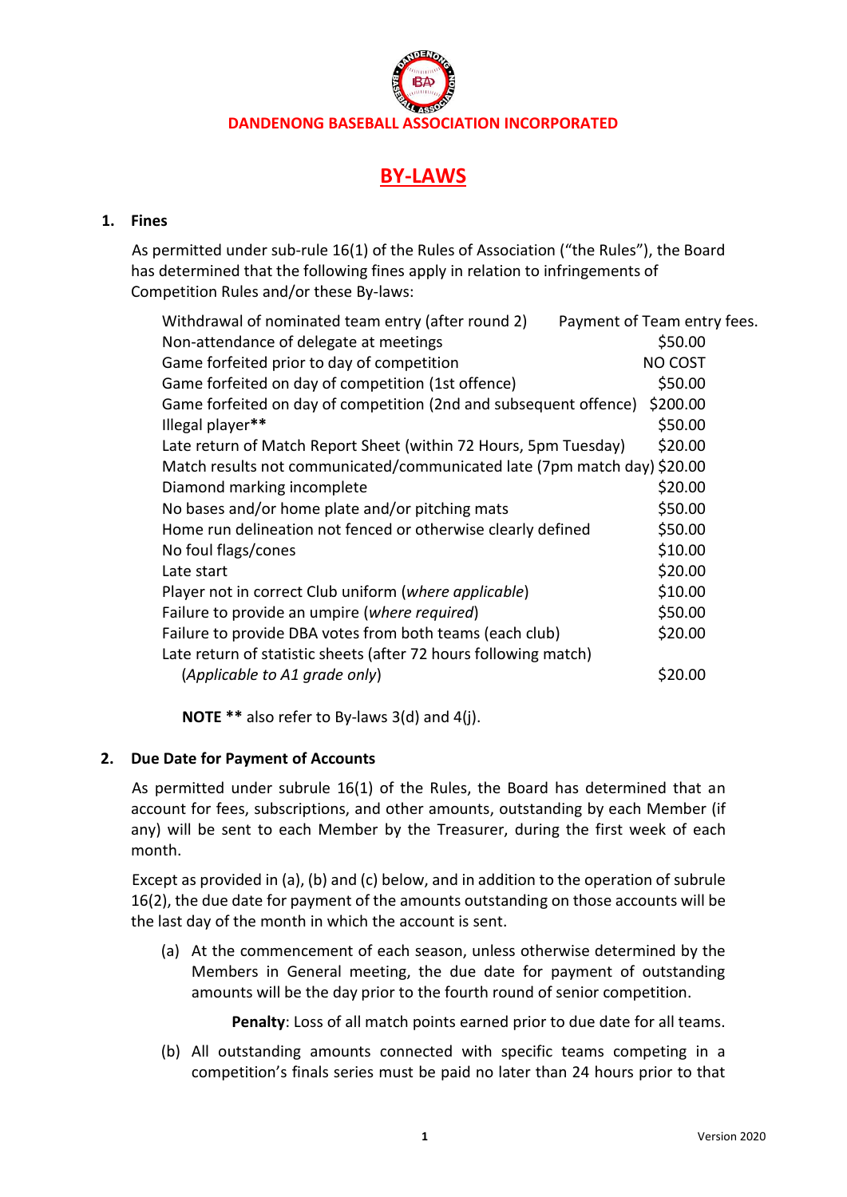**DANDENONG BASEBALL ASSOCIATION INCORPORATED**

# BY-LAWS

## 1. Fines

As permitted under sub-rule 16(1) of the Rules of Association ("the Rules"), the Board has determined that the following fines apply in relation to infringements of Competition Rules and/or these By-laws:

| | |
|---|---|
| Withdrawal of nominated team entry (after round 2) | Payment of Team entry fees. |
| Non-attendance of delegate at meetings | $50.00 |
| Game forfeited prior to day of competition | NO COST |
| Game forfeited on day of competition (1st offence) | $50.00 |
| Game forfeited on day of competition (2nd and subsequent offence) | $200.00 |
| Illegal player** | $50.00 |
| Late return of Match Report Sheet (within 72 Hours, 5pm Tuesday) | $20.00 |
| Match results not communicated/communicated late (7pm match day) | $20.00 |
| Diamond marking incomplete | $20.00 |
| No bases and/or home plate and/or pitching mats | $50.00 |
| Home run delineation not fenced or otherwise clearly defined | $50.00 |
| No foul flags/cones | $10.00 |
| Late start | $20.00 |
| Player not in correct Club uniform (*where applicable*) | $10.00 |
| Failure to provide an umpire (*where required*) | $50.00 |
| Failure to provide DBA votes from both teams (each club) | $20.00 |
| Late return of statistic sheets (after 72 hours following match) (*Applicable to A1 grade only*) | $20.00 |

**NOTE \*\*** also refer to By-laws 3(d) and 4(j).

## 2. Due Date for Payment of Accounts

As permitted under subrule 16(1) of the Rules, the Board has determined that an account for fees, subscriptions, and other amounts, outstanding by each Member (if any) will be sent to each Member by the Treasurer, during the first week of each month.

Except as provided in (a), (b) and (c) below, and in addition to the operation of subrule 16(2), the due date for payment of the amounts outstanding on those accounts will be the last day of the month in which the account is sent.

(a) At the commencement of each season, unless otherwise determined by the Members in General meeting, the due date for payment of outstanding amounts will be the day prior to the fourth round of senior competition.

**Penalty**: Loss of all match points earned prior to due date for all teams.

(b) All outstanding amounts connected with specific teams competing in a competition's finals series must be paid no later than 24 hours prior to that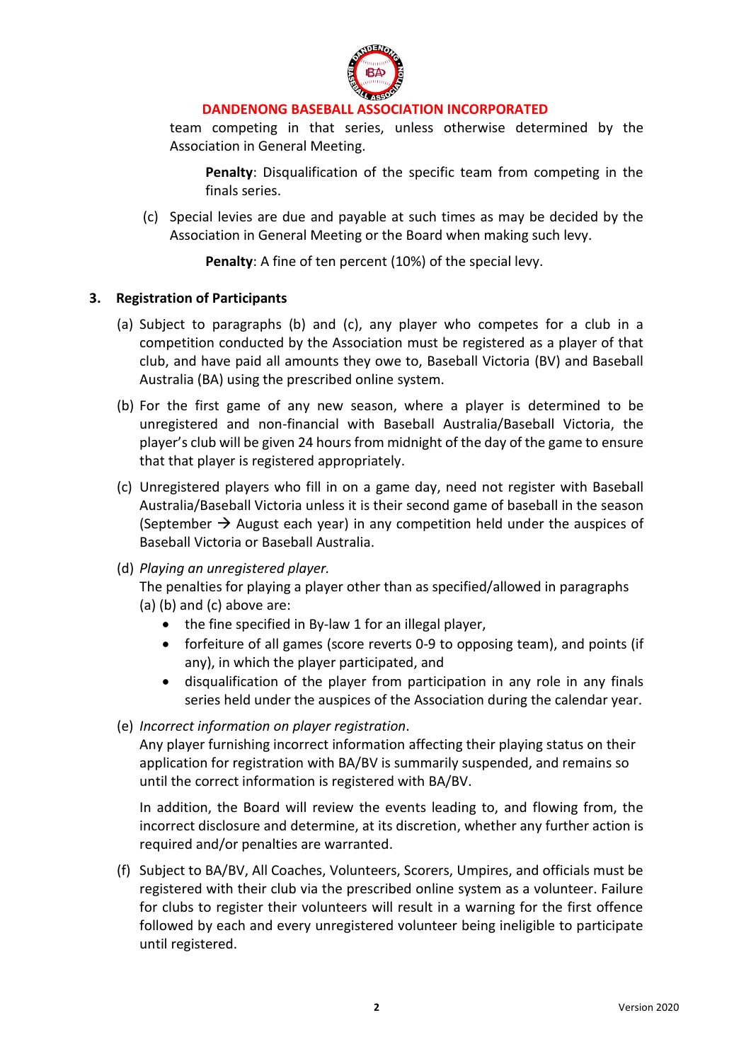team competing in that series, unless otherwise determined by the Association in General Meeting.

**Penalty**: Disqualification of the specific team from competing in the finals series.

(c) Special levies are due and payable at such times as may be decided by the Association in General Meeting or the Board when making such levy.

**Penalty**: A fine of ten percent (10%) of the special levy.

## 3. Registration of Participants

(a) Subject to paragraphs (b) and (c), any player who competes for a club in a competition conducted by the Association must be registered as a player of that club, and have paid all amounts they owe to, Baseball Victoria (BV) and Baseball Australia (BA) using the prescribed online system.

(b) For the first game of any new season, where a player is determined to be unregistered and non-financial with Baseball Australia/Baseball Victoria, the player's club will be given 24 hours from midnight of the day of the game to ensure that that player is registered appropriately.

(c) Unregistered players who fill in on a game day, need not register with Baseball Australia/Baseball Victoria unless it is their second game of baseball in the season (September → August each year) in any competition held under the auspices of Baseball Victoria or Baseball Australia.

(d) *Playing an unregistered player.*
The penalties for playing a player other than as specified/allowed in paragraphs (a) (b) and (c) above are:

- the fine specified in By-law 1 for an illegal player,
- forfeiture of all games (score reverts 0-9 to opposing team), and points (if any), in which the player participated, and
- disqualification of the player from participation in any role in any finals series held under the auspices of the Association during the calendar year.

(e) *Incorrect information on player registration*.
Any player furnishing incorrect information affecting their playing status on their application for registration with BA/BV is summarily suspended, and remains so until the correct information is registered with BA/BV.

In addition, the Board will review the events leading to, and flowing from, the incorrect disclosure and determine, at its discretion, whether any further action is required and/or penalties are warranted.

(f) Subject to BA/BV, All Coaches, Volunteers, Scorers, Umpires, and officials must be registered with their club via the prescribed online system as a volunteer. Failure for clubs to register their volunteers will result in a warning for the first offence followed by each and every unregistered volunteer being ineligible to participate until registered.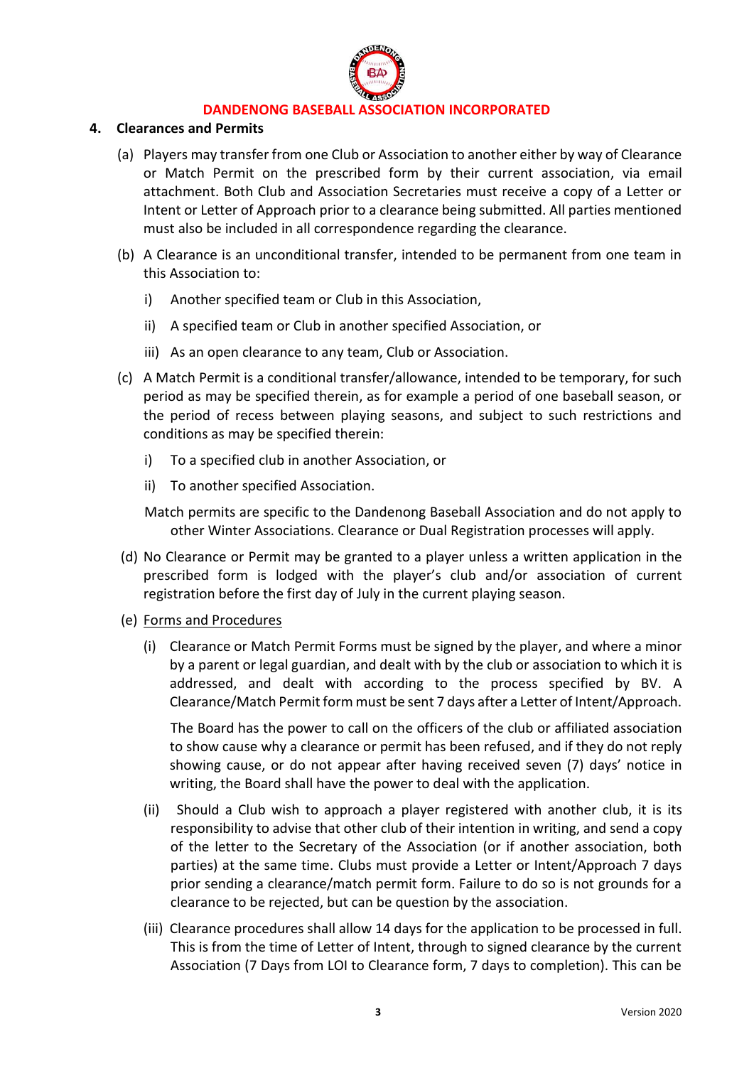**DANDENONG BASEBALL ASSOCIATION INCORPORATED**

## 4. Clearances and Permits

(a) Players may transfer from one Club or Association to another either by way of Clearance or Match Permit on the prescribed form by their current association, via email attachment. Both Club and Association Secretaries must receive a copy of a Letter or Intent or Letter of Approach prior to a clearance being submitted. All parties mentioned must also be included in all correspondence regarding the clearance.

(b) A Clearance is an unconditional transfer, intended to be permanent from one team in this Association to:

- i) Another specified team or Club in this Association,
- ii) A specified team or Club in another specified Association, or
- iii) As an open clearance to any team, Club or Association.

(c) A Match Permit is a conditional transfer/allowance, intended to be temporary, for such period as may be specified therein, as for example a period of one baseball season, or the period of recess between playing seasons, and subject to such restrictions and conditions as may be specified therein:

- i) To a specified club in another Association, or
- ii) To another specified Association.

Match permits are specific to the Dandenong Baseball Association and do not apply to other Winter Associations. Clearance or Dual Registration processes will apply.

(d) No Clearance or Permit may be granted to a player unless a written application in the prescribed form is lodged with the player's club and/or association of current registration before the first day of July in the current playing season.

(e) Forms and Procedures

(i) Clearance or Match Permit Forms must be signed by the player, and where a minor by a parent or legal guardian, and dealt with by the club or association to which it is addressed, and dealt with according to the process specified by BV. A Clearance/Match Permit form must be sent 7 days after a Letter of Intent/Approach.

The Board has the power to call on the officers of the club or affiliated association to show cause why a clearance or permit has been refused, and if they do not reply showing cause, or do not appear after having received seven (7) days' notice in writing, the Board shall have the power to deal with the application.

(ii) Should a Club wish to approach a player registered with another club, it is its responsibility to advise that other club of their intention in writing, and send a copy of the letter to the Secretary of the Association (or if another association, both parties) at the same time. Clubs must provide a Letter or Intent/Approach 7 days prior sending a clearance/match permit form. Failure to do so is not grounds for a clearance to be rejected, but can be question by the association.

(iii) Clearance procedures shall allow 14 days for the application to be processed in full. This is from the time of Letter of Intent, through to signed clearance by the current Association (7 Days from LOI to Clearance form, 7 days to completion). This can be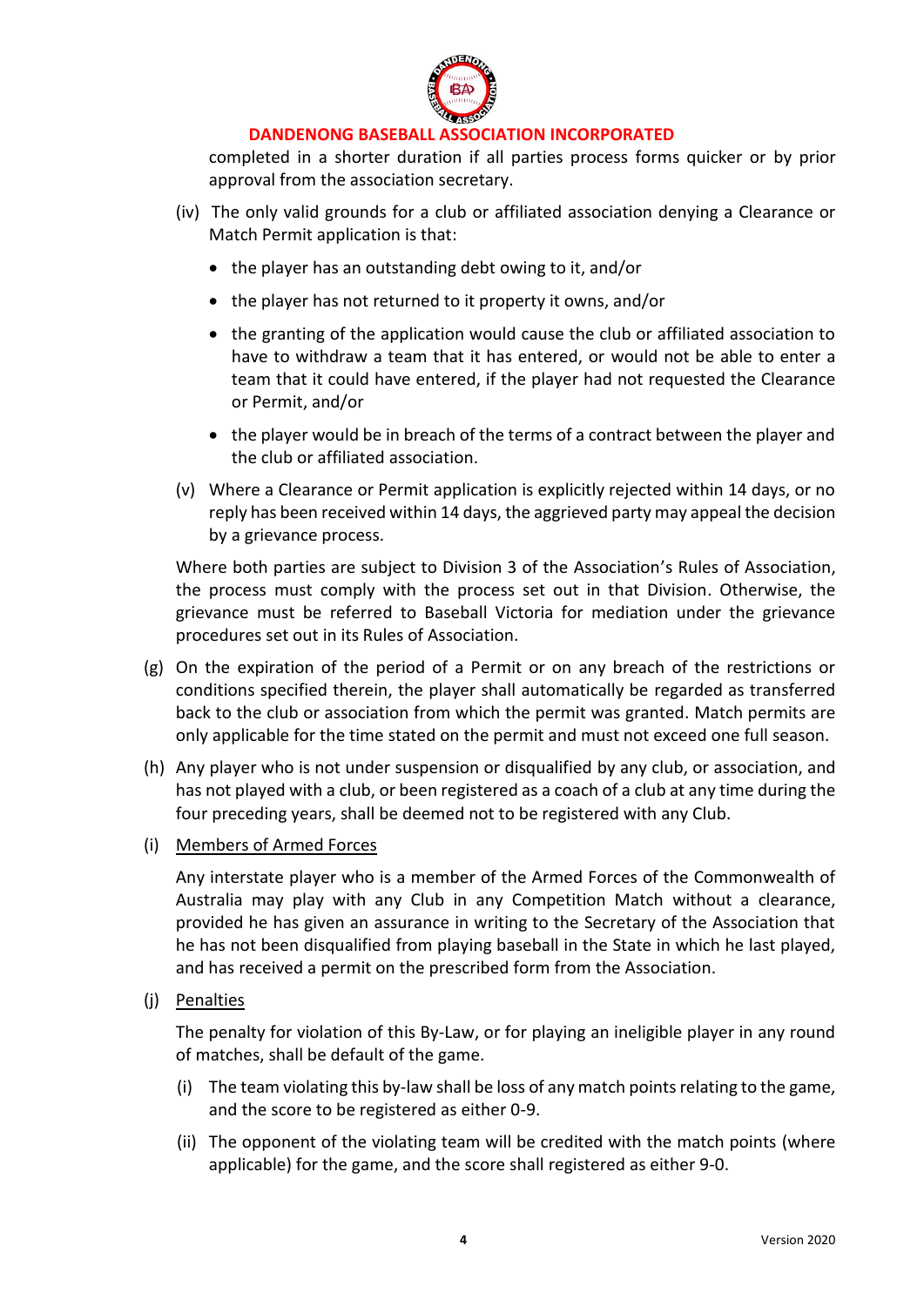completed in a shorter duration if all parties process forms quicker or by prior approval from the association secretary.

(iv) The only valid grounds for a club or affiliated association denying a Clearance or Match Permit application is that:

- the player has an outstanding debt owing to it, and/or
- the player has not returned to it property it owns, and/or
- the granting of the application would cause the club or affiliated association to have to withdraw a team that it has entered, or would not be able to enter a team that it could have entered, if the player had not requested the Clearance or Permit, and/or
- the player would be in breach of the terms of a contract between the player and the club or affiliated association.

(v) Where a Clearance or Permit application is explicitly rejected within 14 days, or no reply has been received within 14 days, the aggrieved party may appeal the decision by a grievance process.

Where both parties are subject to Division 3 of the Association's Rules of Association, the process must comply with the process set out in that Division. Otherwise, the grievance must be referred to Baseball Victoria for mediation under the grievance procedures set out in its Rules of Association.

(g) On the expiration of the period of a Permit or on any breach of the restrictions or conditions specified therein, the player shall automatically be regarded as transferred back to the club or association from which the permit was granted. Match permits are only applicable for the time stated on the permit and must not exceed one full season.

(h) Any player who is not under suspension or disqualified by any club, or association, and has not played with a club, or been registered as a coach of a club at any time during the four preceding years, shall be deemed not to be registered with any Club.

(i) Members of Armed Forces

Any interstate player who is a member of the Armed Forces of the Commonwealth of Australia may play with any Club in any Competition Match without a clearance, provided he has given an assurance in writing to the Secretary of the Association that he has not been disqualified from playing baseball in the State in which he last played, and has received a permit on the prescribed form from the Association.

(j) Penalties

The penalty for violation of this By-Law, or for playing an ineligible player in any round of matches, shall be default of the game.

(i) The team violating this by-law shall be loss of any match points relating to the game, and the score to be registered as either 0-9.

(ii) The opponent of the violating team will be credited with the match points (where applicable) for the game, and the score shall registered as either 9-0.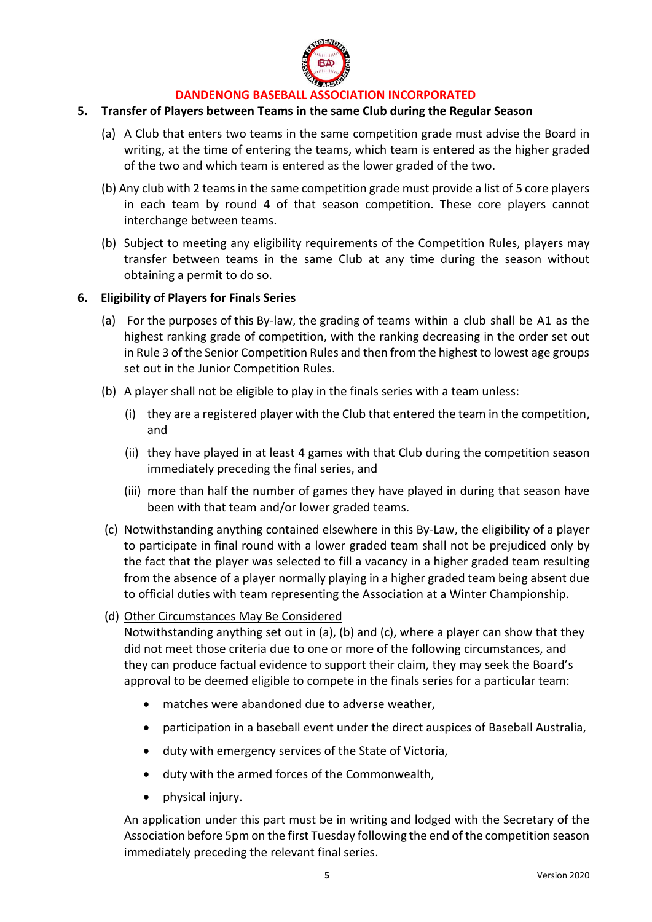## 5. Transfer of Players between Teams in the same Club during the Regular Season

(a) A Club that enters two teams in the same competition grade must advise the Board in writing, at the time of entering the teams, which team is entered as the higher graded of the two and which team is entered as the lower graded of the two.

(b) Any club with 2 teams in the same competition grade must provide a list of 5 core players in each team by round 4 of that season competition. These core players cannot interchange between teams.

(b) Subject to meeting any eligibility requirements of the Competition Rules, players may transfer between teams in the same Club at any time during the season without obtaining a permit to do so.

## 6. Eligibility of Players for Finals Series

(a) For the purposes of this By-law, the grading of teams within a club shall be A1 as the highest ranking grade of competition, with the ranking decreasing in the order set out in Rule 3 of the Senior Competition Rules and then from the highest to lowest age groups set out in the Junior Competition Rules.

(b) A player shall not be eligible to play in the finals series with a team unless:

(i) they are a registered player with the Club that entered the team in the competition, and

(ii) they have played in at least 4 games with that Club during the competition season immediately preceding the final series, and

(iii) more than half the number of games they have played in during that season have been with that team and/or lower graded teams.

(c) Notwithstanding anything contained elsewhere in this By-Law, the eligibility of a player to participate in final round with a lower graded team shall not be prejudiced only by the fact that the player was selected to fill a vacancy in a higher graded team resulting from the absence of a player normally playing in a higher graded team being absent due to official duties with team representing the Association at a Winter Championship.

(d) <u>Other Circumstances May Be Considered</u>
Notwithstanding anything set out in (a), (b) and (c), where a player can show that they did not meet those criteria due to one or more of the following circumstances, and they can produce factual evidence to support their claim, they may seek the Board's approval to be deemed eligible to compete in the finals series for a particular team:

- matches were abandoned due to adverse weather,
- participation in a baseball event under the direct auspices of Baseball Australia,
- duty with emergency services of the State of Victoria,
- duty with the armed forces of the Commonwealth,
- physical injury.

An application under this part must be in writing and lodged with the Secretary of the Association before 5pm on the first Tuesday following the end of the competition season immediately preceding the relevant final series.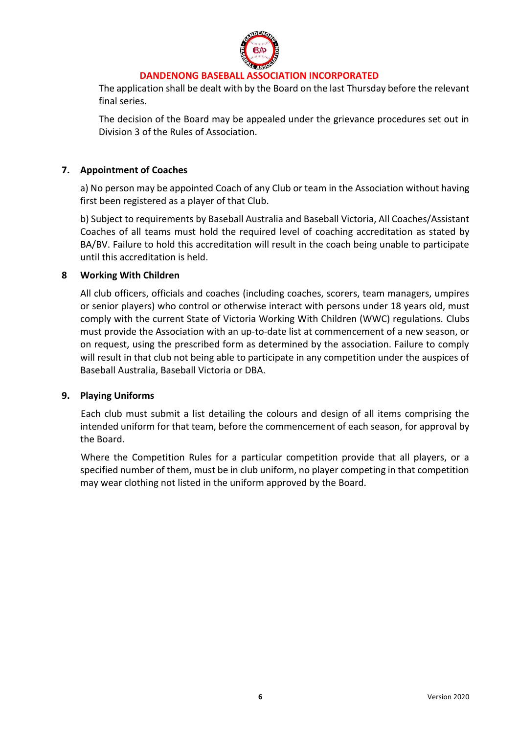The application shall be dealt with by the Board on the last Thursday before the relevant final series.

The decision of the Board may be appealed under the grievance procedures set out in Division 3 of the Rules of Association.

## 7. Appointment of Coaches

a) No person may be appointed Coach of any Club or team in the Association without having first been registered as a player of that Club.

b) Subject to requirements by Baseball Australia and Baseball Victoria, All Coaches/Assistant Coaches of all teams must hold the required level of coaching accreditation as stated by BA/BV. Failure to hold this accreditation will result in the coach being unable to participate until this accreditation is held.

## 8 Working With Children

All club officers, officials and coaches (including coaches, scorers, team managers, umpires or senior players) who control or otherwise interact with persons under 18 years old, must comply with the current State of Victoria Working With Children (WWC) regulations. Clubs must provide the Association with an up-to-date list at commencement of a new season, or on request, using the prescribed form as determined by the association. Failure to comply will result in that club not being able to participate in any competition under the auspices of Baseball Australia, Baseball Victoria or DBA.

## 9. Playing Uniforms

Each club must submit a list detailing the colours and design of all items comprising the intended uniform for that team, before the commencement of each season, for approval by the Board.

Where the Competition Rules for a particular competition provide that all players, or a specified number of them, must be in club uniform, no player competing in that competition may wear clothing not listed in the uniform approved by the Board.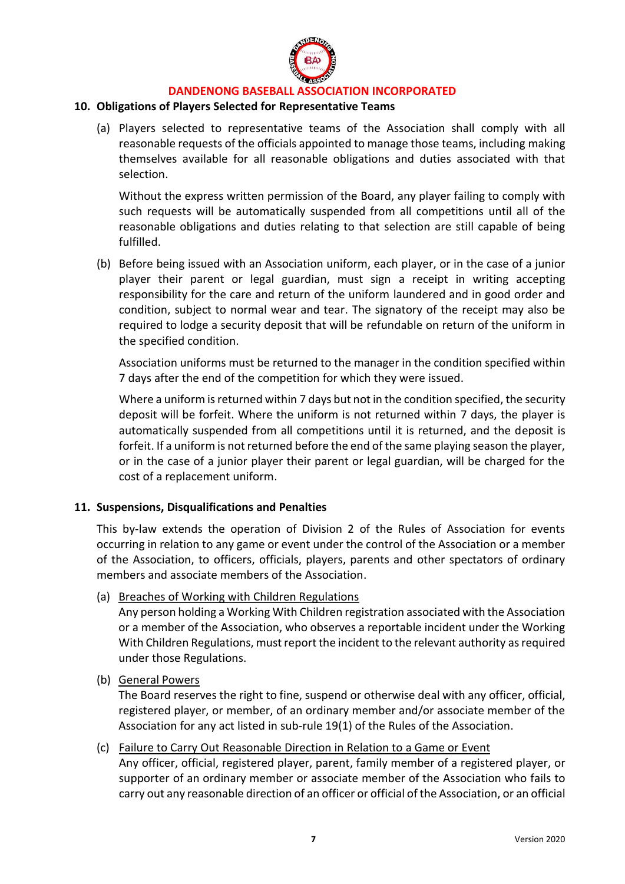## 10. Obligations of Players Selected for Representative Teams

(a) Players selected to representative teams of the Association shall comply with all reasonable requests of the officials appointed to manage those teams, including making themselves available for all reasonable obligations and duties associated with that selection.

Without the express written permission of the Board, any player failing to comply with such requests will be automatically suspended from all competitions until all of the reasonable obligations and duties relating to that selection are still capable of being fulfilled.

(b) Before being issued with an Association uniform, each player, or in the case of a junior player their parent or legal guardian, must sign a receipt in writing accepting responsibility for the care and return of the uniform laundered and in good order and condition, subject to normal wear and tear. The signatory of the receipt may also be required to lodge a security deposit that will be refundable on return of the uniform in the specified condition.

Association uniforms must be returned to the manager in the condition specified within 7 days after the end of the competition for which they were issued.

Where a uniform is returned within 7 days but not in the condition specified, the security deposit will be forfeit. Where the uniform is not returned within 7 days, the player is automatically suspended from all competitions until it is returned, and the deposit is forfeit. If a uniform is not returned before the end of the same playing season the player, or in the case of a junior player their parent or legal guardian, will be charged for the cost of a replacement uniform.

## 11. Suspensions, Disqualifications and Penalties

This by-law extends the operation of Division 2 of the Rules of Association for events occurring in relation to any game or event under the control of the Association or a member of the Association, to officers, officials, players, parents and other spectators of ordinary members and associate members of the Association.

(a) Breaches of Working with Children Regulations
Any person holding a Working With Children registration associated with the Association or a member of the Association, who observes a reportable incident under the Working With Children Regulations, must report the incident to the relevant authority as required under those Regulations.

(b) General Powers
The Board reserves the right to fine, suspend or otherwise deal with any officer, official, registered player, or member, of an ordinary member and/or associate member of the Association for any act listed in sub-rule 19(1) of the Rules of the Association.

(c) Failure to Carry Out Reasonable Direction in Relation to a Game or Event
Any officer, official, registered player, parent, family member of a registered player, or supporter of an ordinary member or associate member of the Association who fails to carry out any reasonable direction of an officer or official of the Association, or an official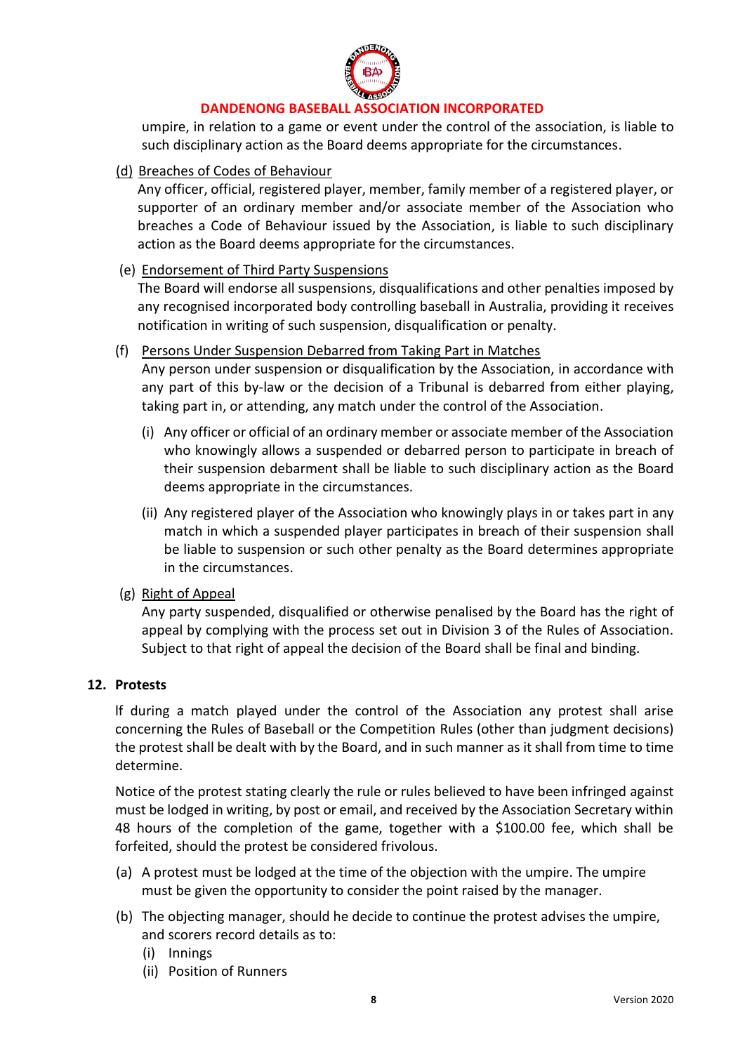umpire, in relation to a game or event under the control of the association, is liable to such disciplinary action as the Board deems appropriate for the circumstances.

(d) Breaches of Codes of Behaviour

Any officer, official, registered player, member, family member of a registered player, or supporter of an ordinary member and/or associate member of the Association who breaches a Code of Behaviour issued by the Association, is liable to such disciplinary action as the Board deems appropriate for the circumstances.

(e) Endorsement of Third Party Suspensions

The Board will endorse all suspensions, disqualifications and other penalties imposed by any recognised incorporated body controlling baseball in Australia, providing it receives notification in writing of such suspension, disqualification or penalty.

(f) Persons Under Suspension Debarred from Taking Part in Matches

Any person under suspension or disqualification by the Association, in accordance with any part of this by-law or the decision of a Tribunal is debarred from either playing, taking part in, or attending, any match under the control of the Association.

(i) Any officer or official of an ordinary member or associate member of the Association who knowingly allows a suspended or debarred person to participate in breach of their suspension debarment shall be liable to such disciplinary action as the Board deems appropriate in the circumstances.

(ii) Any registered player of the Association who knowingly plays in or takes part in any match in which a suspended player participates in breach of their suspension shall be liable to suspension or such other penalty as the Board determines appropriate in the circumstances.

(g) Right of Appeal

Any party suspended, disqualified or otherwise penalised by the Board has the right of appeal by complying with the process set out in Division 3 of the Rules of Association. Subject to that right of appeal the decision of the Board shall be final and binding.

**12. Protests**

If during a match played under the control of the Association any protest shall arise concerning the Rules of Baseball or the Competition Rules (other than judgment decisions) the protest shall be dealt with by the Board, and in such manner as it shall from time to time determine.

Notice of the protest stating clearly the rule or rules believed to have been infringed against must be lodged in writing, by post or email, and received by the Association Secretary within 48 hours of the completion of the game, together with a $100.00 fee, which shall be forfeited, should the protest be considered frivolous.

(a) A protest must be lodged at the time of the objection with the umpire. The umpire must be given the opportunity to consider the point raised by the manager.

(b) The objecting manager, should he decide to continue the protest advises the umpire, and scorers record details as to:
   (i) Innings
   (ii) Position of Runners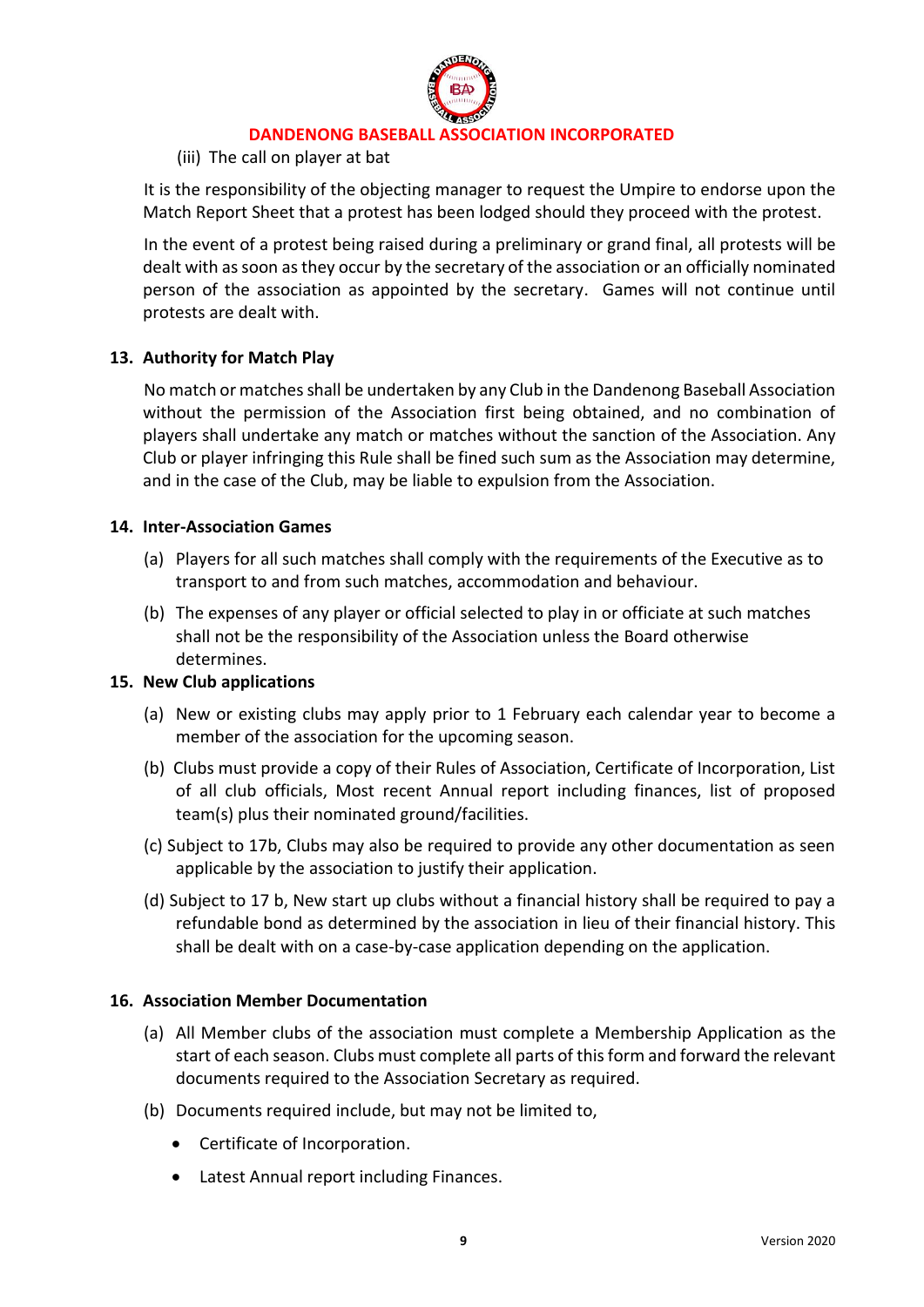(iii) The call on player at bat

It is the responsibility of the objecting manager to request the Umpire to endorse upon the Match Report Sheet that a protest has been lodged should they proceed with the protest.

In the event of a protest being raised during a preliminary or grand final, all protests will be dealt with as soon as they occur by the secretary of the association or an officially nominated person of the association as appointed by the secretary. Games will not continue until protests are dealt with.

**13. Authority for Match Play**

No match or matches shall be undertaken by any Club in the Dandenong Baseball Association without the permission of the Association first being obtained, and no combination of players shall undertake any match or matches without the sanction of the Association. Any Club or player infringing this Rule shall be fined such sum as the Association may determine, and in the case of the Club, may be liable to expulsion from the Association.

**14. Inter-Association Games**

(a) Players for all such matches shall comply with the requirements of the Executive as to transport to and from such matches, accommodation and behaviour.

(b) The expenses of any player or official selected to play in or officiate at such matches shall not be the responsibility of the Association unless the Board otherwise determines.

**15. New Club applications**

(a) New or existing clubs may apply prior to 1 February each calendar year to become a member of the association for the upcoming season.

(b) Clubs must provide a copy of their Rules of Association, Certificate of Incorporation, List of all club officials, Most recent Annual report including finances, list of proposed team(s) plus their nominated ground/facilities.

(c) Subject to 17b, Clubs may also be required to provide any other documentation as seen applicable by the association to justify their application.

(d) Subject to 17 b, New start up clubs without a financial history shall be required to pay a refundable bond as determined by the association in lieu of their financial history. This shall be dealt with on a case-by-case application depending on the application.

**16. Association Member Documentation**

(a) All Member clubs of the association must complete a Membership Application as the start of each season. Clubs must complete all parts of this form and forward the relevant documents required to the Association Secretary as required.

(b) Documents required include, but may not be limited to,

- Certificate of Incorporation.
- Latest Annual report including Finances.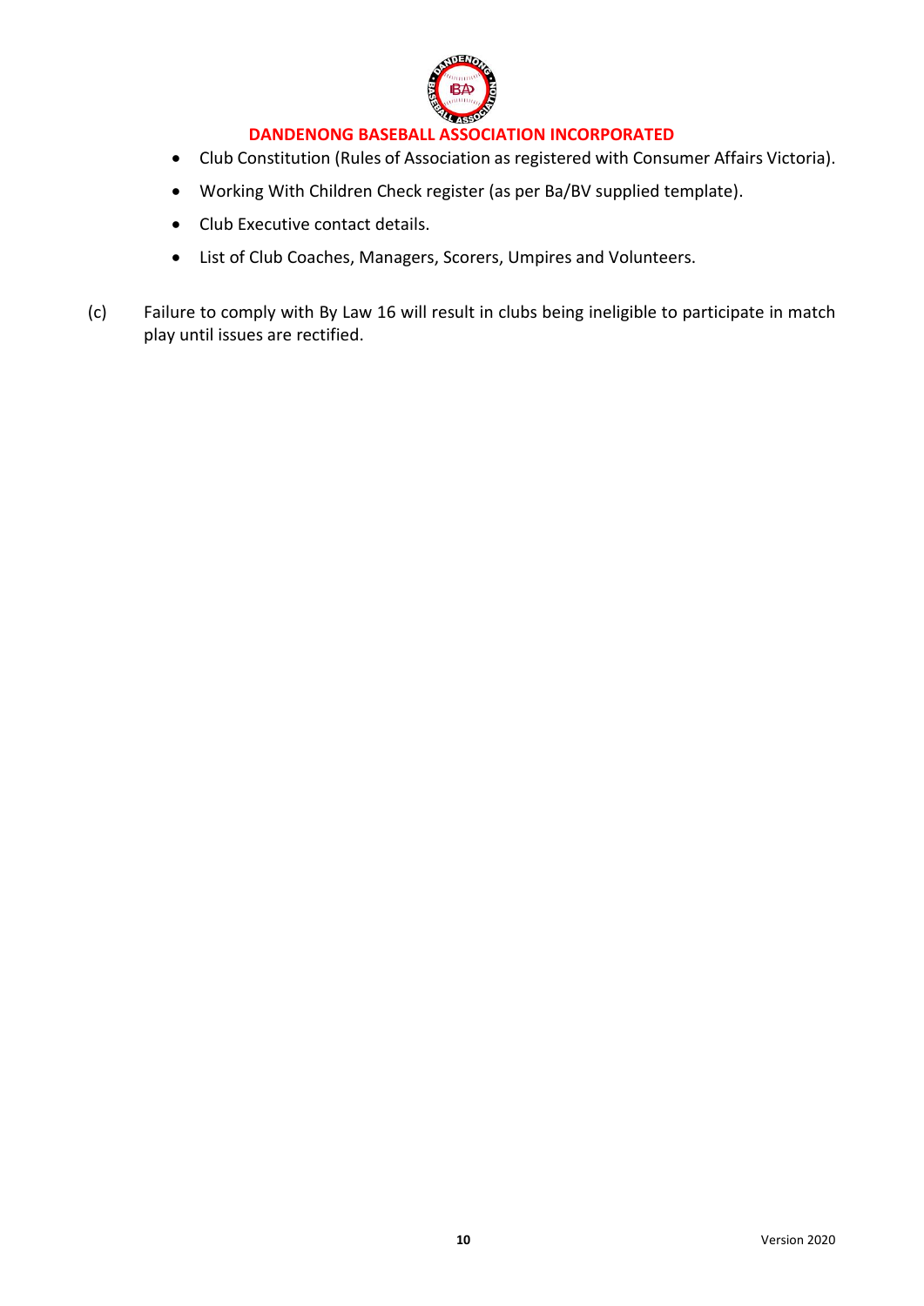- Club Constitution (Rules of Association as registered with Consumer Affairs Victoria).
- Working With Children Check register (as per Ba/BV supplied template).
- Club Executive contact details.
- List of Club Coaches, Managers, Scorers, Umpires and Volunteers.

(c) Failure to comply with By Law 16 will result in clubs being ineligible to participate in match play until issues are rectified.